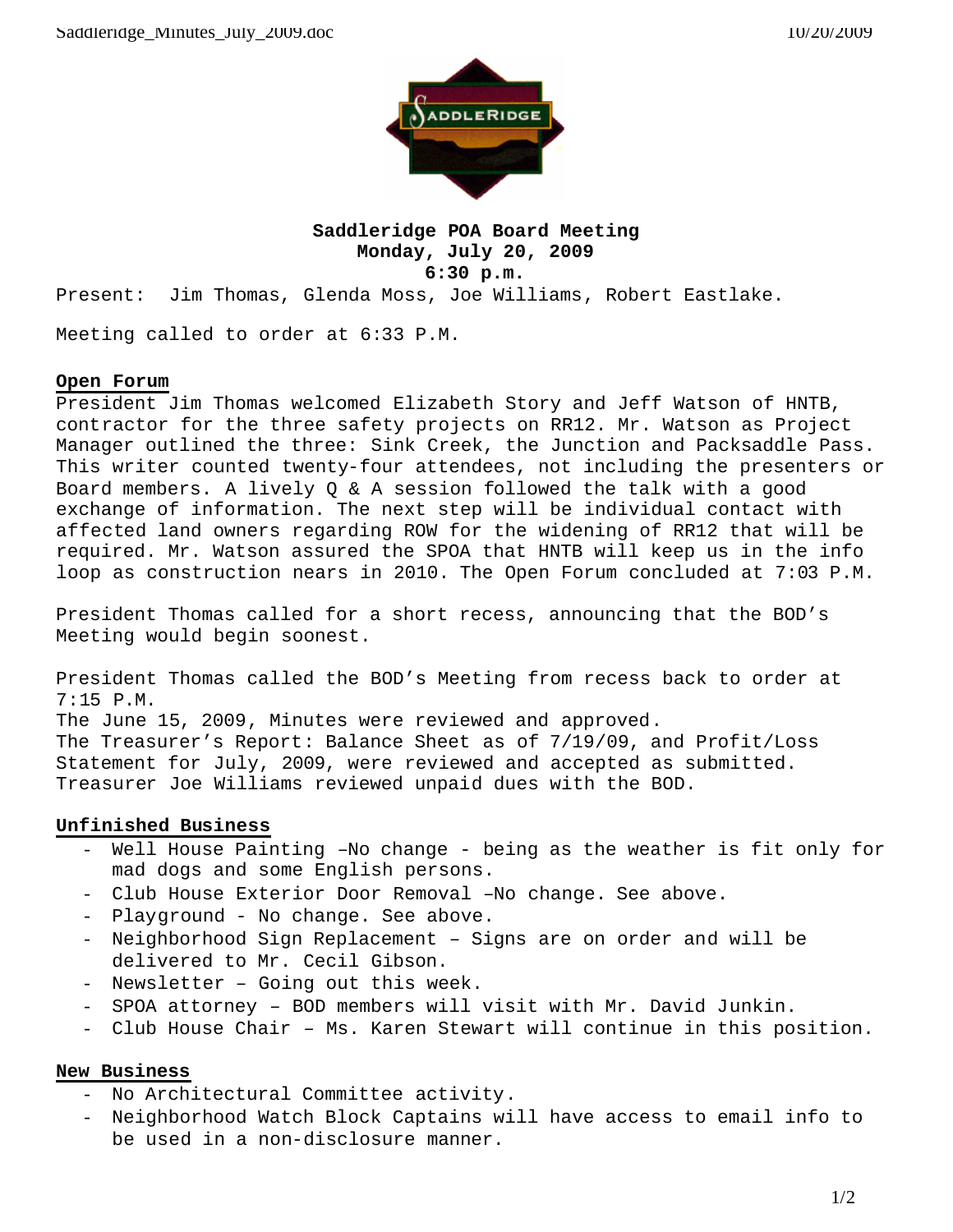**Saddleridge POA Board Meeting**
**Monday, July 20, 2009**
**6:30 p.m.**

Present: Jim Thomas, Glenda Moss, Joe Williams, Robert Eastlake.

Meeting called to order at 6:33 P.M.

## Open Forum

President Jim Thomas welcomed Elizabeth Story and Jeff Watson of HNTB, contractor for the three safety projects on RR12. Mr. Watson as Project Manager outlined the three: Sink Creek, the Junction and Packsaddle Pass. This writer counted twenty-four attendees, not including the presenters or Board members. A lively Q & A session followed the talk with a good exchange of information. The next step will be individual contact with affected land owners regarding ROW for the widening of RR12 that will be required. Mr. Watson assured the SPOA that HNTB will keep us in the info loop as construction nears in 2010. The Open Forum concluded at 7:03 P.M.

President Thomas called for a short recess, announcing that the BOD's Meeting would begin soonest.

President Thomas called the BOD's Meeting from recess back to order at 7:15 P.M.
The June 15, 2009, Minutes were reviewed and approved.
The Treasurer's Report: Balance Sheet as of 7/19/09, and Profit/Loss Statement for July, 2009, were reviewed and accepted as submitted.
Treasurer Joe Williams reviewed unpaid dues with the BOD.

## Unfinished Business

- Well House Painting –No change - being as the weather is fit only for mad dogs and some English persons.
- Club House Exterior Door Removal –No change. See above.
- Playground - No change. See above.
- Neighborhood Sign Replacement – Signs are on order and will be delivered to Mr. Cecil Gibson.
- Newsletter – Going out this week.
- SPOA attorney – BOD members will visit with Mr. David Junkin.
- Club House Chair – Ms. Karen Stewart will continue in this position.

## New Business

- No Architectural Committee activity.
- Neighborhood Watch Block Captains will have access to email info to be used in a non-disclosure manner.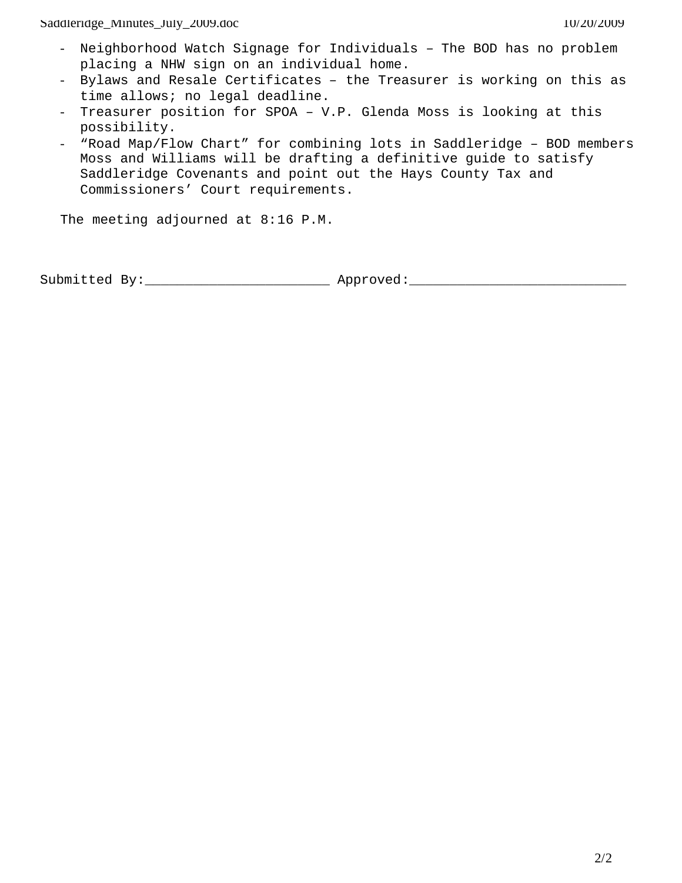- Neighborhood Watch Signage for Individuals – The BOD has no problem placing a NHW sign on an individual home.
- Bylaws and Resale Certificates – the Treasurer is working on this as time allows; no legal deadline.
- Treasurer position for SPOA – V.P. Glenda Moss is looking at this possibility.
- “Road Map/Flow Chart” for combining lots in Saddleridge – BOD members Moss and Williams will be drafting a definitive guide to satisfy Saddleridge Covenants and point out the Hays County Tax and Commissioners’ Court requirements.

The meeting adjourned at 8:16 P.M.

Submitted By:_______________________ Approved:___________________________